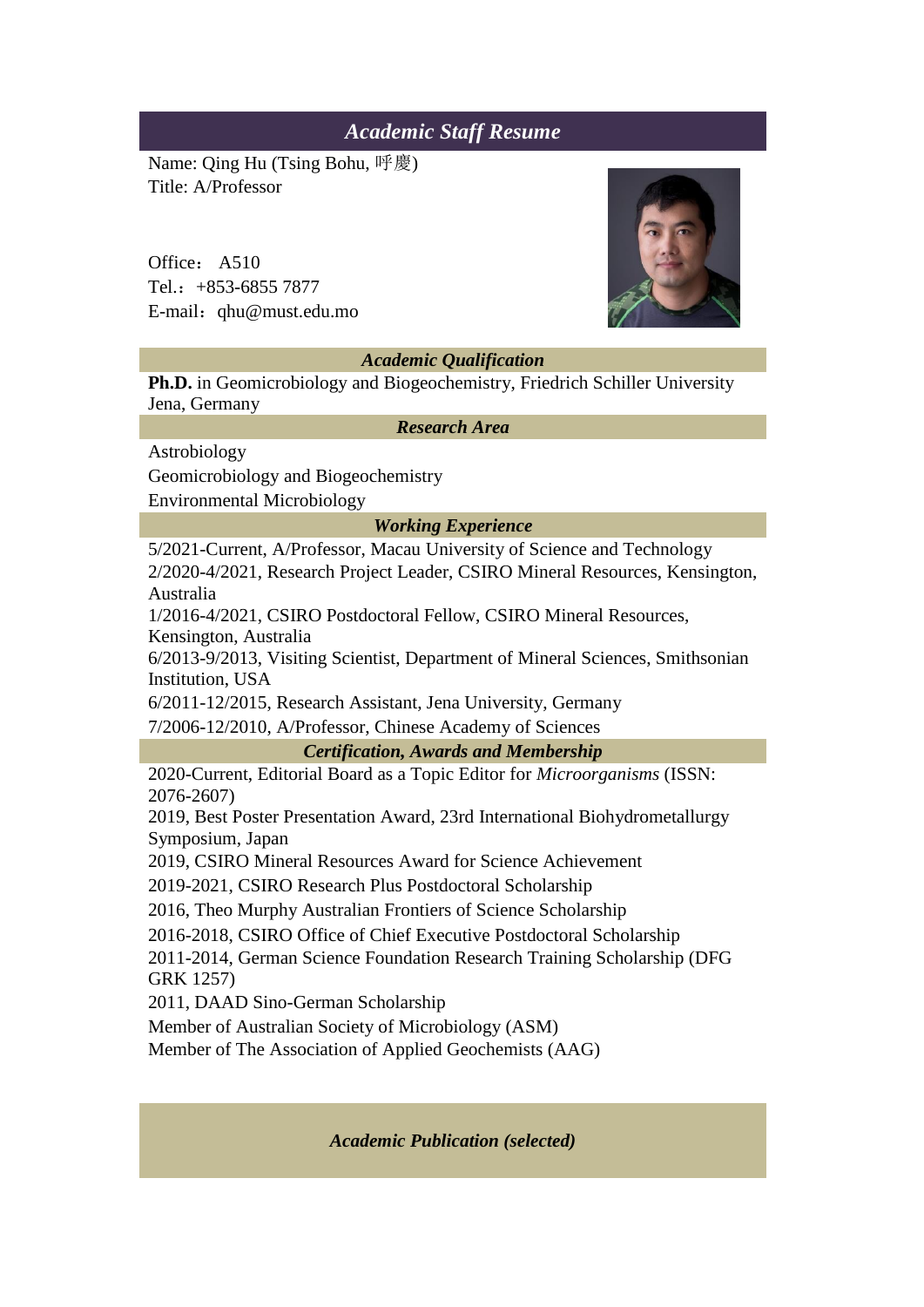# *Academic Staff Resume*

Name: Qing Hu (Tsing Bohu, 呼慶)
Title: A/Professor

Office： A510
Tel.：+853-6855 7877
E-mail：qhu@must.edu.mo

## *Academic Qualification*

**Ph.D.** in Geomicrobiology and Biogeochemistry, Friedrich Schiller University Jena, Germany

## *Research Area*

Astrobiology
Geomicrobiology and Biogeochemistry
Environmental Microbiology

## *Working Experience*

5/2021-Current, A/Professor, Macau University of Science and Technology
2/2020-4/2021, Research Project Leader, CSIRO Mineral Resources, Kensington, Australia
1/2016-4/2021, CSIRO Postdoctoral Fellow, CSIRO Mineral Resources, Kensington, Australia
6/2013-9/2013, Visiting Scientist, Department of Mineral Sciences, Smithsonian Institution, USA
6/2011-12/2015, Research Assistant, Jena University, Germany
7/2006-12/2010, A/Professor, Chinese Academy of Sciences

## *Certification, Awards and Membership*

2020-Current, Editorial Board as a Topic Editor for *Microorganisms* (ISSN: 2076-2607)
2019, Best Poster Presentation Award, 23rd International Biohydrometallurgy Symposium, Japan
2019, CSIRO Mineral Resources Award for Science Achievement
2019-2021, CSIRO Research Plus Postdoctoral Scholarship
2016, Theo Murphy Australian Frontiers of Science Scholarship
2016-2018, CSIRO Office of Chief Executive Postdoctoral Scholarship
2011-2014, German Science Foundation Research Training Scholarship (DFG GRK 1257)
2011, DAAD Sino-German Scholarship
Member of Australian Society of Microbiology (ASM)
Member of The Association of Applied Geochemists (AAG)

## *Academic Publication (selected)*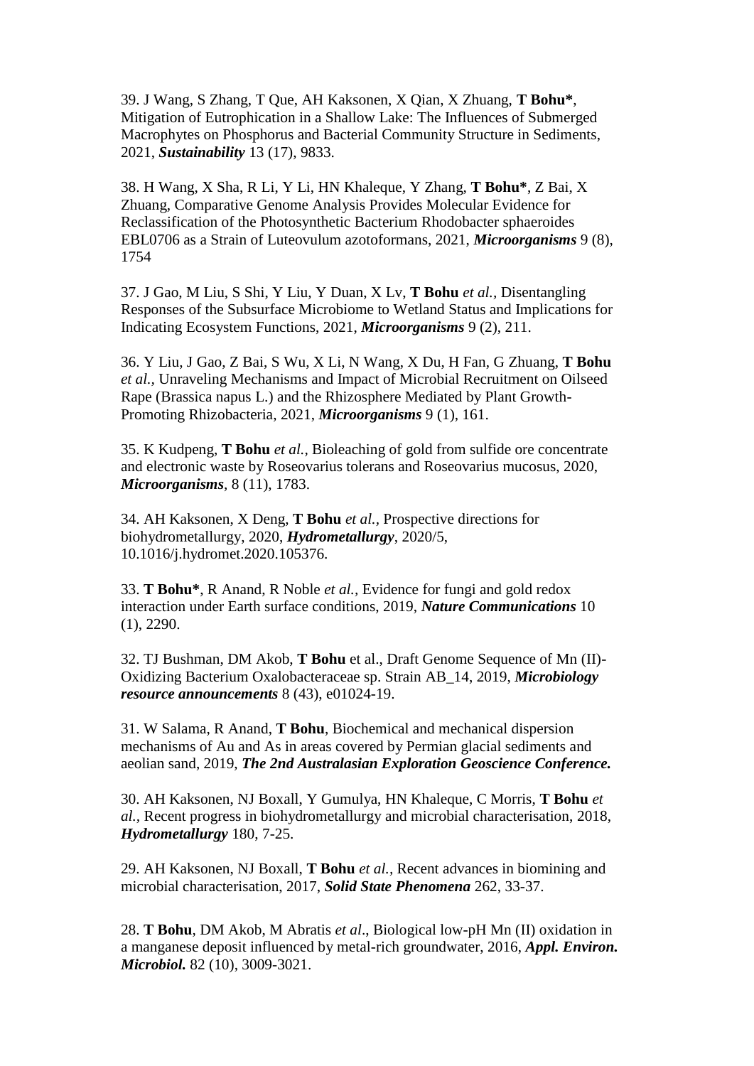39. J Wang, S Zhang, T Que, AH Kaksonen, X Qian, X Zhuang, **T Bohu***, Mitigation of Eutrophication in a Shallow Lake: The Influences of Submerged Macrophytes on Phosphorus and Bacterial Community Structure in Sediments, 2021, ***Sustainability*** 13 (17), 9833.

38. H Wang, X Sha, R Li, Y Li, HN Khaleque, Y Zhang, **T Bohu***, Z Bai, X Zhuang, Comparative Genome Analysis Provides Molecular Evidence for Reclassification of the Photosynthetic Bacterium Rhodobacter sphaeroides EBL0706 as a Strain of Luteovulum azotoformans, 2021, ***Microorganisms*** 9 (8), 1754

37. J Gao, M Liu, S Shi, Y Liu, Y Duan, X Lv, **T Bohu** *et al.*, Disentangling Responses of the Subsurface Microbiome to Wetland Status and Implications for Indicating Ecosystem Functions, 2021, ***Microorganisms*** 9 (2), 211.

36. Y Liu, J Gao, Z Bai, S Wu, X Li, N Wang, X Du, H Fan, G Zhuang, **T Bohu** *et al.*, Unraveling Mechanisms and Impact of Microbial Recruitment on Oilseed Rape (Brassica napus L.) and the Rhizosphere Mediated by Plant Growth-Promoting Rhizobacteria, 2021, ***Microorganisms*** 9 (1), 161.

35. K Kudpeng, **T Bohu** *et al.*, Bioleaching of gold from sulfide ore concentrate and electronic waste by Roseovarius tolerans and Roseovarius mucosus, 2020, ***Microorganisms***, 8 (11), 1783.

34. AH Kaksonen, X Deng, **T Bohu** *et al.*, Prospective directions for biohydrometallurgy, 2020, ***Hydrometallurgy***, 2020/5, 10.1016/j.hydromet.2020.105376.

33. **T Bohu***, R Anand, R Noble *et al.*, Evidence for fungi and gold redox interaction under Earth surface conditions, 2019, ***Nature Communications*** 10 (1), 2290.

32. TJ Bushman, DM Akob, **T Bohu** et al., Draft Genome Sequence of Mn (II)-Oxidizing Bacterium Oxalobacteraceae sp. Strain AB_14, 2019, ***Microbiology resource announcements*** 8 (43), e01024-19.

31. W Salama, R Anand, **T Bohu**, Biochemical and mechanical dispersion mechanisms of Au and As in areas covered by Permian glacial sediments and aeolian sand, 2019, ***The 2nd Australasian Exploration Geoscience Conference.***

30. AH Kaksonen, NJ Boxall, Y Gumulya, HN Khaleque, C Morris, **T Bohu** *et al.*, Recent progress in biohydrometallurgy and microbial characterisation, 2018, ***Hydrometallurgy*** 180, 7-25.

29. AH Kaksonen, NJ Boxall, **T Bohu** *et al.*, Recent advances in biomining and microbial characterisation, 2017, ***Solid State Phenomena*** 262, 33-37.

28. **T Bohu**, DM Akob, M Abratis *et al*., Biological low-pH Mn (II) oxidation in a manganese deposit influenced by metal-rich groundwater, 2016, ***Appl. Environ. Microbiol.*** 82 (10), 3009-3021.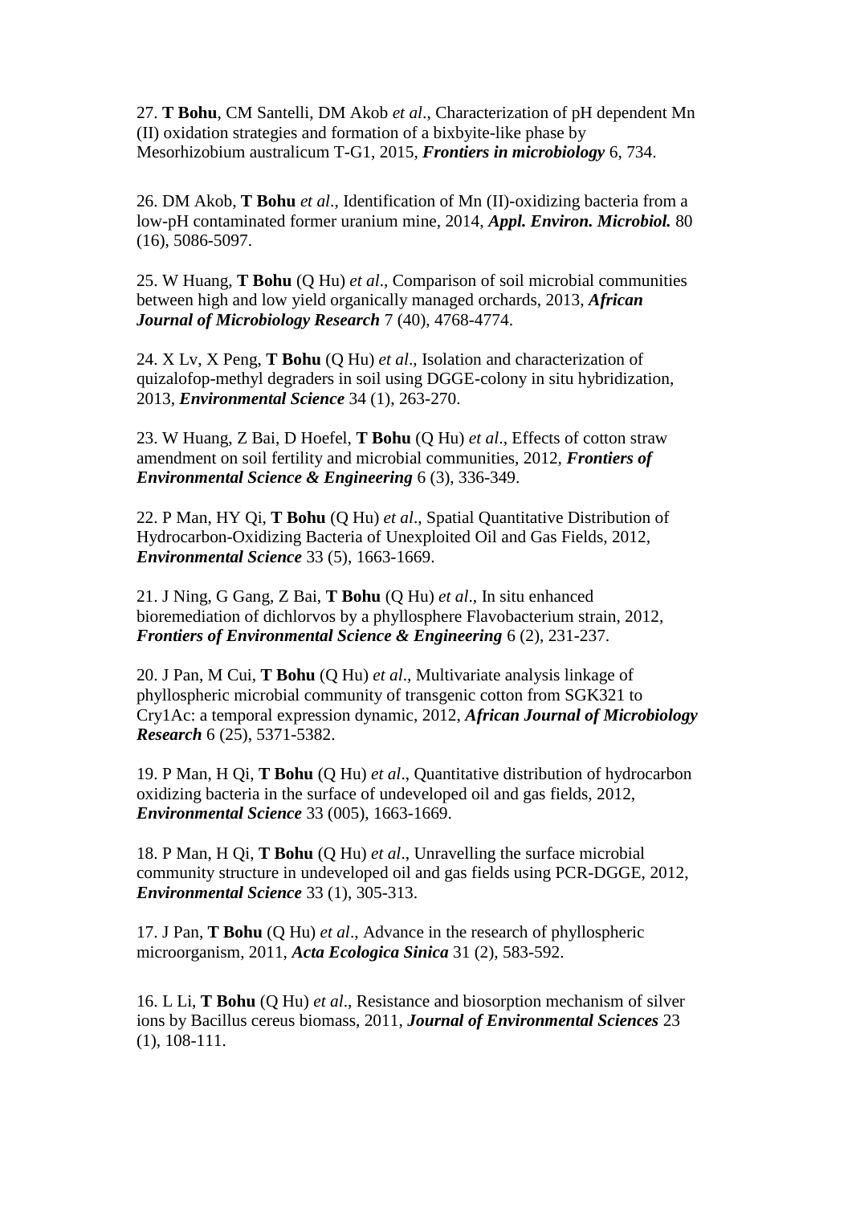27. **T Bohu**, CM Santelli, DM Akob *et al*., Characterization of pH dependent Mn (II) oxidation strategies and formation of a bixbyite-like phase by Mesorhizobium australicum T-G1, 2015, ***Frontiers in microbiology*** 6, 734.

26. DM Akob, **T Bohu** *et al*., Identification of Mn (II)-oxidizing bacteria from a low-pH contaminated former uranium mine, 2014, ***Appl. Environ. Microbiol.*** 80 (16), 5086-5097.

25. W Huang, **T Bohu** (Q Hu) *et al*., Comparison of soil microbial communities between high and low yield organically managed orchards, 2013, ***African Journal of Microbiology Research*** 7 (40), 4768-4774.

24. X Lv, X Peng, **T Bohu** (Q Hu) *et al*., Isolation and characterization of quizalofop-methyl degraders in soil using DGGE-colony in situ hybridization, 2013, ***Environmental Science*** 34 (1), 263-270.

23. W Huang, Z Bai, D Hoefel, **T Bohu** (Q Hu) *et al*., Effects of cotton straw amendment on soil fertility and microbial communities, 2012, ***Frontiers of Environmental Science & Engineering*** 6 (3), 336-349.

22. P Man, HY Qi, **T Bohu** (Q Hu) *et al*., Spatial Quantitative Distribution of Hydrocarbon-Oxidizing Bacteria of Unexploited Oil and Gas Fields, 2012, ***Environmental Science*** 33 (5), 1663-1669.

21. J Ning, G Gang, Z Bai, **T Bohu** (Q Hu) *et al*., In situ enhanced bioremediation of dichlorvos by a phyllosphere Flavobacterium strain, 2012, ***Frontiers of Environmental Science & Engineering*** 6 (2), 231-237.

20. J Pan, M Cui, **T Bohu** (Q Hu) *et al*., Multivariate analysis linkage of phyllospheric microbial community of transgenic cotton from SGK321 to Cry1Ac: a temporal expression dynamic, 2012, ***African Journal of Microbiology Research*** 6 (25), 5371-5382.

19. P Man, H Qi, **T Bohu** (Q Hu) *et al*., Quantitative distribution of hydrocarbon oxidizing bacteria in the surface of undeveloped oil and gas fields, 2012, ***Environmental Science*** 33 (005), 1663-1669.

18. P Man, H Qi, **T Bohu** (Q Hu) *et al*., Unravelling the surface microbial community structure in undeveloped oil and gas fields using PCR-DGGE, 2012, ***Environmental Science*** 33 (1), 305-313.

17. J Pan, **T Bohu** (Q Hu) *et al*., Advance in the research of phyllospheric microorganism, 2011, ***Acta Ecologica Sinica*** 31 (2), 583-592.

16. L Li, **T Bohu** (Q Hu) *et al*., Resistance and biosorption mechanism of silver ions by Bacillus cereus biomass, 2011, ***Journal of Environmental Sciences*** 23 (1), 108-111.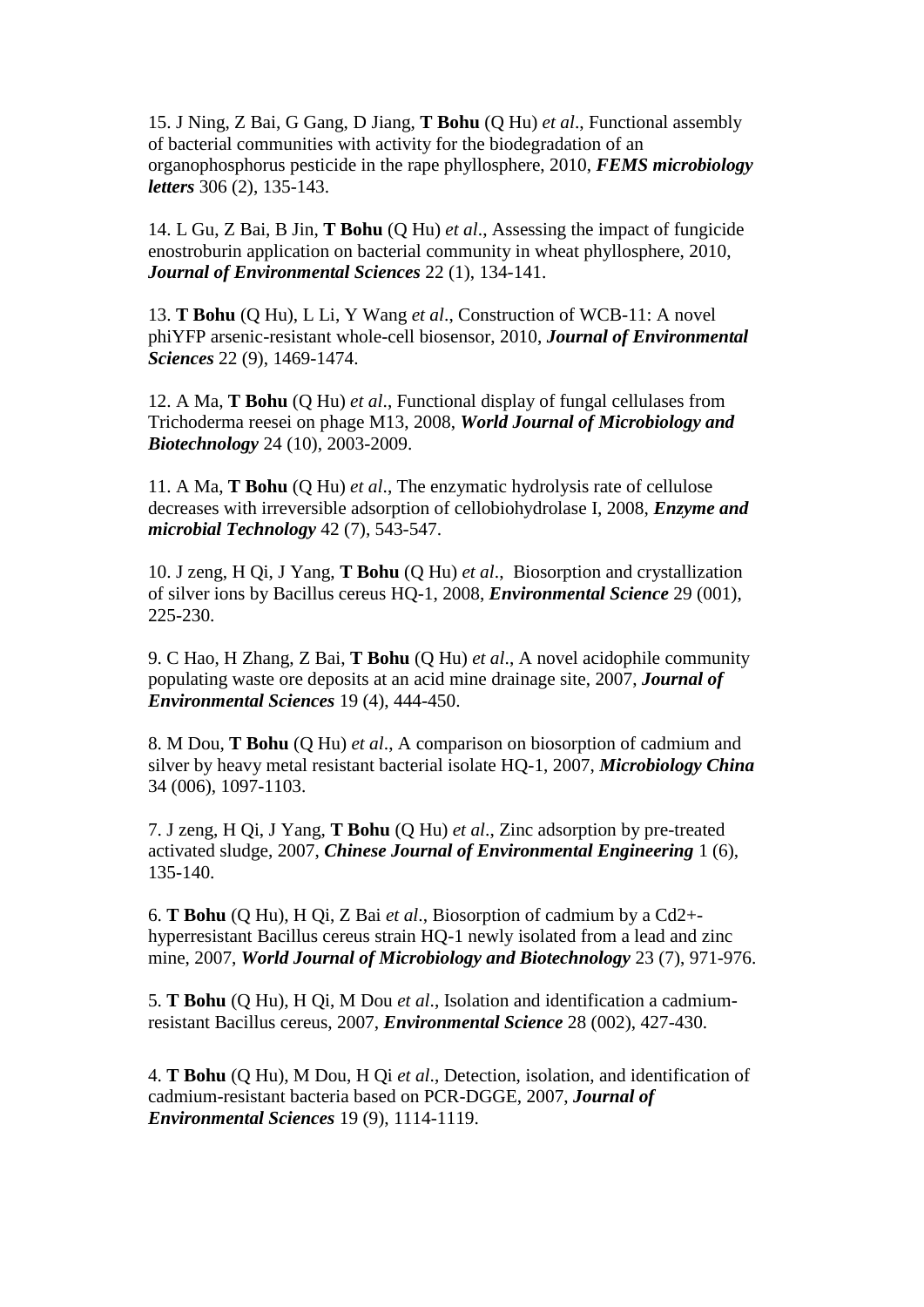15. J Ning, Z Bai, G Gang, D Jiang, **T Bohu** (Q Hu) *et al*., Functional assembly of bacterial communities with activity for the biodegradation of an organophosphorus pesticide in the rape phyllosphere, 2010, ***FEMS microbiology letters*** 306 (2), 135-143.

14. L Gu, Z Bai, B Jin, **T Bohu** (Q Hu) *et al*., Assessing the impact of fungicide enostroburin application on bacterial community in wheat phyllosphere, 2010, ***Journal of Environmental Sciences*** 22 (1), 134-141.

13. **T Bohu** (Q Hu), L Li, Y Wang *et al*., Construction of WCB-11: A novel phiYFP arsenic-resistant whole-cell biosensor, 2010, ***Journal of Environmental Sciences*** 22 (9), 1469-1474.

12. A Ma, **T Bohu** (Q Hu) *et al*., Functional display of fungal cellulases from Trichoderma reesei on phage M13, 2008, ***World Journal of Microbiology and Biotechnology*** 24 (10), 2003-2009.

11. A Ma, **T Bohu** (Q Hu) *et al*., The enzymatic hydrolysis rate of cellulose decreases with irreversible adsorption of cellobiohydrolase I, 2008, ***Enzyme and microbial Technology*** 42 (7), 543-547.

10. J zeng, H Qi, J Yang, **T Bohu** (Q Hu) *et al*., Biosorption and crystallization of silver ions by Bacillus cereus HQ-1, 2008, ***Environmental Science*** 29 (001), 225-230.

9. C Hao, H Zhang, Z Bai, **T Bohu** (Q Hu) *et al*., A novel acidophile community populating waste ore deposits at an acid mine drainage site, 2007, ***Journal of Environmental Sciences*** 19 (4), 444-450.

8. M Dou, **T Bohu** (Q Hu) *et al*., A comparison on biosorption of cadmium and silver by heavy metal resistant bacterial isolate HQ-1, 2007, ***Microbiology China*** 34 (006), 1097-1103.

7. J zeng, H Qi, J Yang, **T Bohu** (Q Hu) *et al*., Zinc adsorption by pre-treated activated sludge, 2007, ***Chinese Journal of Environmental Engineering*** 1 (6), 135-140.

6. **T Bohu** (Q Hu), H Qi, Z Bai *et al*., Biosorption of cadmium by a Cd2+-hyperresistant Bacillus cereus strain HQ-1 newly isolated from a lead and zinc mine, 2007, ***World Journal of Microbiology and Biotechnology*** 23 (7), 971-976.

5. **T Bohu** (Q Hu), H Qi, M Dou *et al*., Isolation and identification a cadmium-resistant Bacillus cereus, 2007, ***Environmental Science*** 28 (002), 427-430.

4. **T Bohu** (Q Hu), M Dou, H Qi *et al*., Detection, isolation, and identification of cadmium-resistant bacteria based on PCR-DGGE, 2007, ***Journal of Environmental Sciences*** 19 (9), 1114-1119.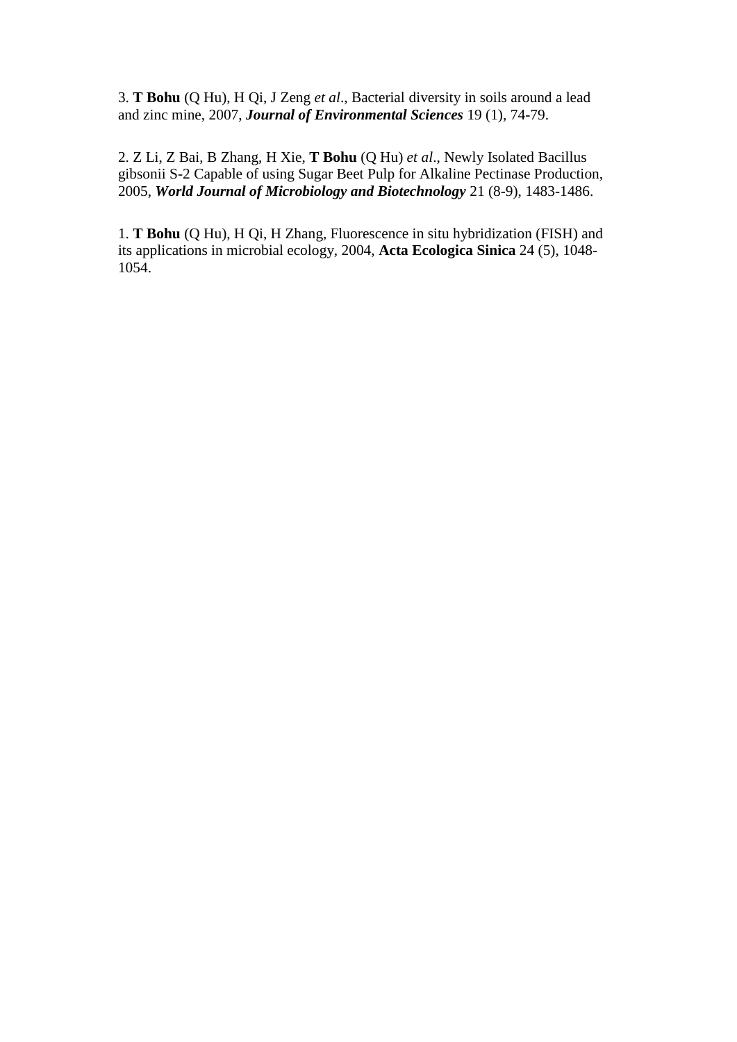3. **T Bohu** (Q Hu), H Qi, J Zeng *et al*., Bacterial diversity in soils around a lead and zinc mine, 2007, ***Journal of Environmental Sciences*** 19 (1), 74-79.

2. Z Li, Z Bai, B Zhang, H Xie, **T Bohu** (Q Hu) *et al*., Newly Isolated Bacillus gibsonii S-2 Capable of using Sugar Beet Pulp for Alkaline Pectinase Production, 2005, ***World Journal of Microbiology and Biotechnology*** 21 (8-9), 1483-1486.

1. **T Bohu** (Q Hu), H Qi, H Zhang, Fluorescence in situ hybridization (FISH) and its applications in microbial ecology, 2004, **Acta Ecologica Sinica** 24 (5), 1048-1054.